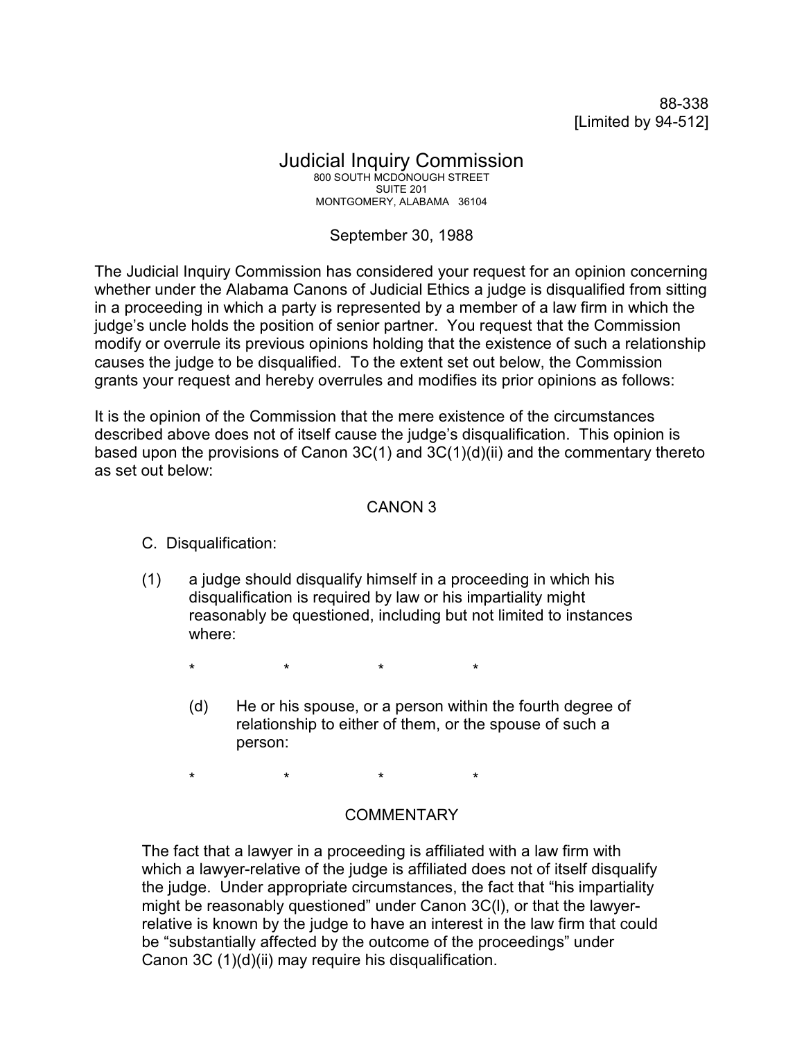88-338
[Limited by 94-512]

# Judicial Inquiry Commission

800 SOUTH MCDONOUGH STREET
SUITE 201
MONTGOMERY, ALABAMA 36104

September 30, 1988

The Judicial Inquiry Commission has considered your request for an opinion concerning whether under the Alabama Canons of Judicial Ethics a judge is disqualified from sitting in a proceeding in which a party is represented by a member of a law firm in which the judge's uncle holds the position of senior partner. You request that the Commission modify or overrule its previous opinions holding that the existence of such a relationship causes the judge to be disqualified. To the extent set out below, the Commission grants your request and hereby overrules and modifies its prior opinions as follows:

It is the opinion of the Commission that the mere existence of the circumstances described above does not of itself cause the judge's disqualification. This opinion is based upon the provisions of Canon 3C(1) and 3C(1)(d)(ii) and the commentary thereto as set out below:

## CANON 3

C. Disqualification:

(1) a judge should disqualify himself in a proceeding in which his disqualification is required by law or his impartiality might reasonably be questioned, including but not limited to instances where:

\* \* \* \*

(d) He or his spouse, or a person within the fourth degree of relationship to either of them, or the spouse of such a person:

\* \* \* \*

### COMMENTARY

The fact that a lawyer in a proceeding is affiliated with a law firm with which a lawyer-relative of the judge is affiliated does not of itself disqualify the judge. Under appropriate circumstances, the fact that "his impartiality might be reasonably questioned" under Canon 3C(l), or that the lawyer-relative is known by the judge to have an interest in the law firm that could be "substantially affected by the outcome of the proceedings" under Canon 3C (1)(d)(ii) may require his disqualification.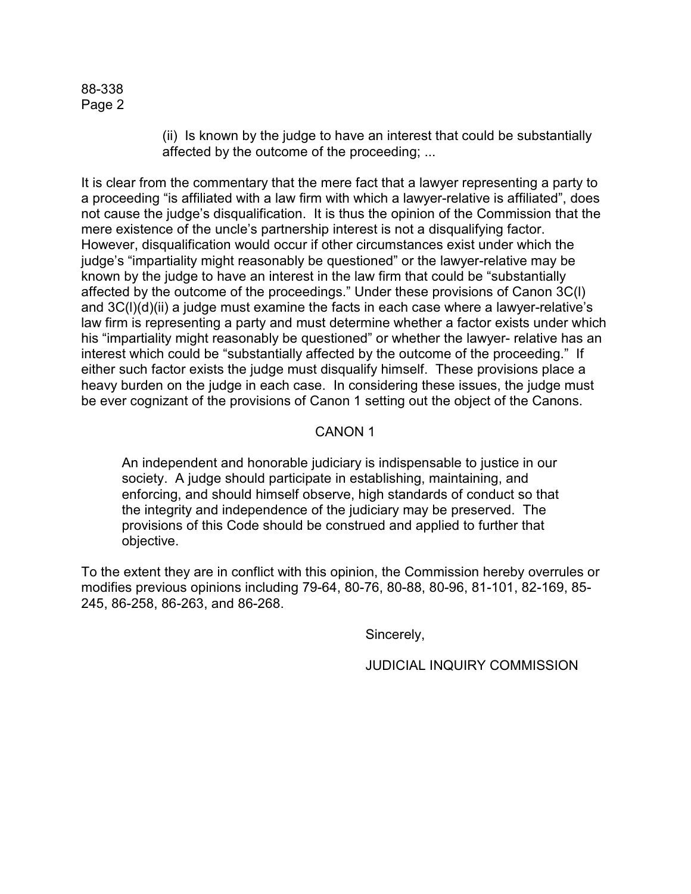(ii) Is known by the judge to have an interest that could be substantially affected by the outcome of the proceeding; ...

It is clear from the commentary that the mere fact that a lawyer representing a party to a proceeding "is affiliated with a law firm with which a lawyer-relative is affiliated", does not cause the judge's disqualification. It is thus the opinion of the Commission that the mere existence of the uncle's partnership interest is not a disqualifying factor. However, disqualification would occur if other circumstances exist under which the judge's "impartiality might reasonably be questioned" or the lawyer-relative may be known by the judge to have an interest in the law firm that could be "substantially affected by the outcome of the proceedings." Under these provisions of Canon 3C(l) and 3C(l)(d)(ii) a judge must examine the facts in each case where a lawyer-relative's law firm is representing a party and must determine whether a factor exists under which his "impartiality might reasonably be questioned" or whether the lawyer- relative has an interest which could be "substantially affected by the outcome of the proceeding." If either such factor exists the judge must disqualify himself. These provisions place a heavy burden on the judge in each case. In considering these issues, the judge must be ever cognizant of the provisions of Canon 1 setting out the object of the Canons.

CANON 1

> An independent and honorable judiciary is indispensable to justice in our society. A judge should participate in establishing, maintaining, and enforcing, and should himself observe, high standards of conduct so that the integrity and independence of the judiciary may be preserved. The provisions of this Code should be construed and applied to further that objective.

To the extent they are in conflict with this opinion, the Commission hereby overrules or modifies previous opinions including 79-64, 80-76, 80-88, 80-96, 81-101, 82-169, 85-245, 86-258, 86-263, and 86-268.

Sincerely,

JUDICIAL INQUIRY COMMISSION